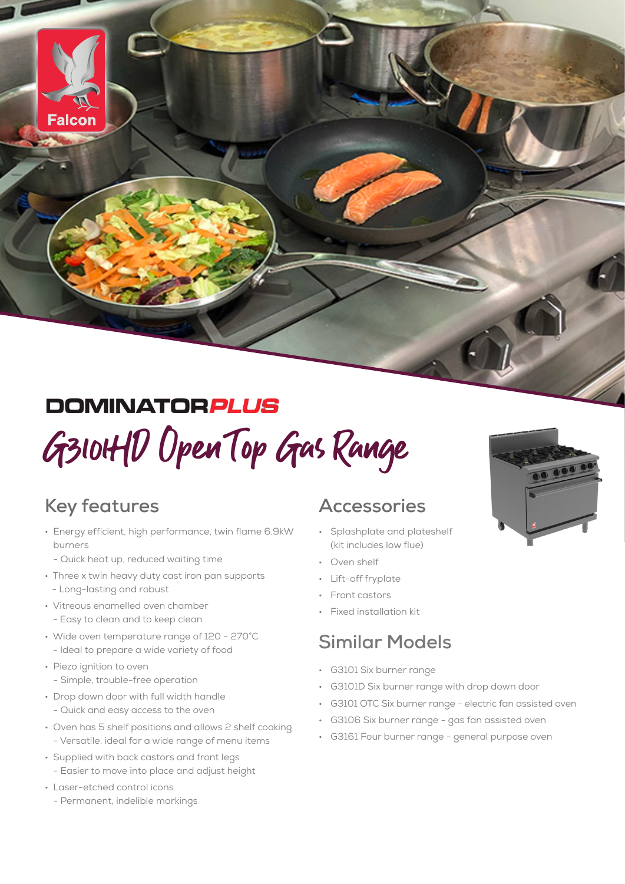Falcon

**DOMINATOR*PLUS***

# G3101HD Open Top Gas Range

## Key features

- Energy efficient, high performance, twin flame 6.9kW burners
  - Quick heat up, reduced waiting time
- Three x twin heavy duty cast iron pan supports
  - Long-lasting and robust
- Vitreous enamelled oven chamber
  - Easy to clean and to keep clean
- Wide oven temperature range of 120 - 270°C
  - Ideal to prepare a wide variety of food
- Piezo ignition to oven
  - Simple, trouble-free operation
- Drop down door with full width handle
  - Quick and easy access to the oven
- Oven has 5 shelf positions and allows 2 shelf cooking
  - Versatile, ideal for a wide range of menu items
- Supplied with back castors and front legs
  - Easier to move into place and adjust height
- Laser-etched control icons
  - Permanent, indelible markings

## Accessories

- Splashplate and plateshelf (kit includes low flue)
- Oven shelf
- Lift-off fryplate
- Front castors
- Fixed installation kit

## Similar Models

- G3101 Six burner range
- G3101D Six burner range with drop down door
- G3101 OTC Six burner range - electric fan assisted oven
- G3106 Six burner range - gas fan assisted oven
- G3161 Four burner range - general purpose oven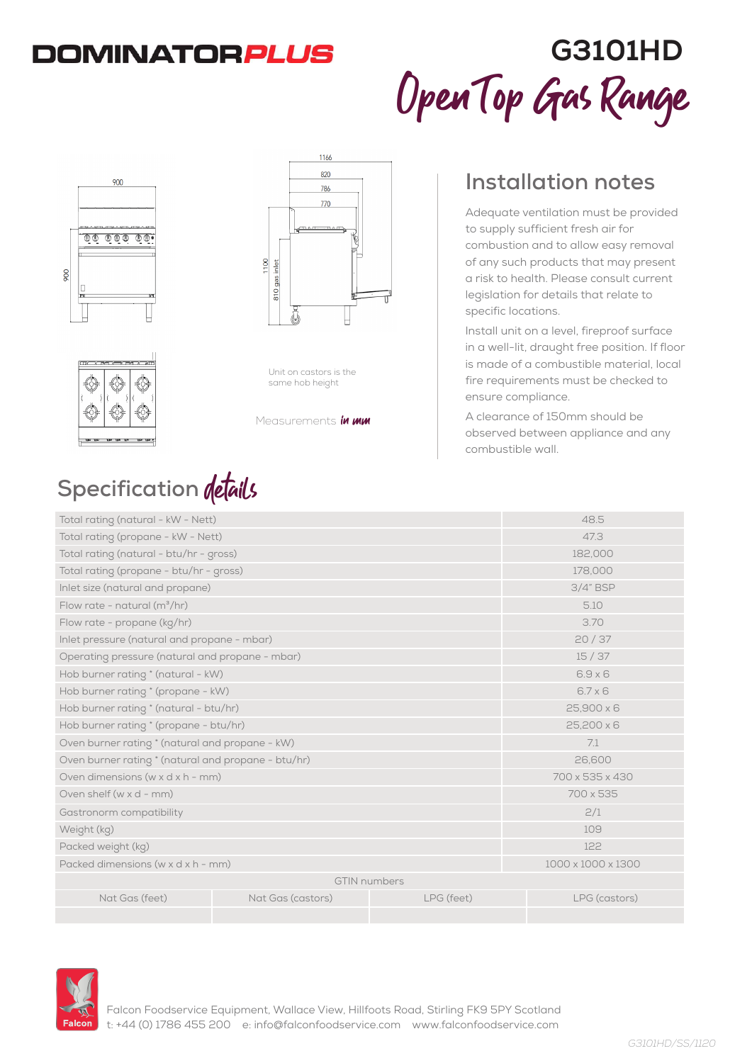# DOMINATOR*PLUS*

## G3101HD

## Open Top Gas Range

900

900

1166

820

786

770

1100

810 gas inlet

Unit on castors is the same hob height

Measurements *in mm*

## Installation notes

Adequate ventilation must be provided to supply sufficient fresh air for combustion and to allow easy removal of any such products that may present a risk to health. Please consult current legislation for details that relate to specific locations.

Install unit on a level, fireproof surface in a well-lit, draught free position. If floor is made of a combustible material, local fire requirements must be checked to ensure compliance.

A clearance of 150mm should be observed between appliance and any combustible wall.

## Specification *details*

| | |
|---|---|
| Total rating (natural - kW - Nett) | 48.5 |
| Total rating (propane - kW - Nett) | 47.3 |
| Total rating (natural - btu/hr - gross) | 182,000 |
| Total rating (propane - btu/hr - gross) | 178,000 |
| Inlet size (natural and propane) | 3/4" BSP |
| Flow rate - natural ($m^3$/hr) | 5.10 |
| Flow rate - propane (kg/hr) | 3.70 |
| Inlet pressure (natural and propane - mbar) | 20 / 37 |
| Operating pressure (natural and propane - mbar) | 15 / 37 |
| Hob burner rating * (natural - kW) | 6.9 x 6 |
| Hob burner rating * (propane - kW) | 6.7 x 6 |
| Hob burner rating * (natural - btu/hr) | 25,900 x 6 |
| Hob burner rating * (propane - btu/hr) | 25,200 x 6 |
| Oven burner rating * (natural and propane - kW) | 7.1 |
| Oven burner rating * (natural and propane - btu/hr) | 26,600 |
| Oven dimensions (w x d x h - mm) | 700 x 535 x 430 |
| Oven shelf (w x d - mm) | 700 x 535 |
| Gastronorm compatibility | 2/1 |
| Weight (kg) | 109 |
| Packed weight (kg) | 122 |
| Packed dimensions (w x d x h - mm) | 1000 x 1000 x 1300 |

| GTIN numbers | | | |
|---|---|---|---|
| Nat Gas (feet) | Nat Gas (castors) | LPG (feet) | LPG (castors) |
| | | | |

Falcon

Falcon Foodservice Equipment, Wallace View, Hillfoots Road, Stirling FK9 5PY Scotland
t: +44 (0) 1786 455 200 e: info@falconfoodservice.com www.falconfoodservice.com

G3101HD/SS/1120